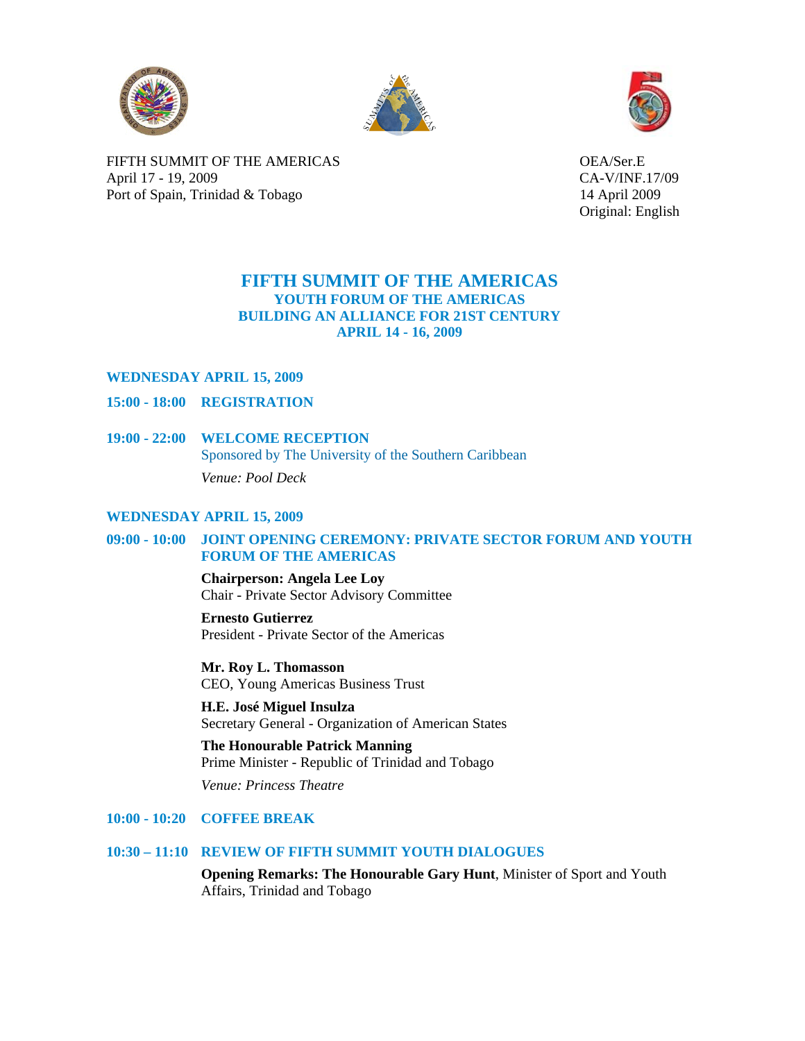FIFTH SUMMIT OF THE AMERICAS
April 17 - 19, 2009
Port of Spain, Trinidad & Tobago

OEA/Ser.E
CA-V/INF.17/09
14 April 2009
Original: English

# FIFTH SUMMIT OF THE AMERICAS
## YOUTH FORUM OF THE AMERICAS
## BUILDING AN ALLIANCE FOR 21ST CENTURY
## APRIL 14 - 16, 2009

### WEDNESDAY APRIL 15, 2009

**15:00 - 18:00 REGISTRATION**

**19:00 - 22:00 WELCOME RECEPTION**
Sponsored by The University of the Southern Caribbean

*Venue: Pool Deck*

### WEDNESDAY APRIL 15, 2009

**09:00 - 10:00 JOINT OPENING CEREMONY: PRIVATE SECTOR FORUM AND YOUTH FORUM OF THE AMERICAS**

**Chairperson: Angela Lee Loy**
Chair - Private Sector Advisory Committee

**Ernesto Gutierrez**
President - Private Sector of the Americas

**Mr. Roy L. Thomasson**
CEO, Young Americas Business Trust

**H.E. José Miguel Insulza**
Secretary General - Organization of American States

**The Honourable Patrick Manning**
Prime Minister - Republic of Trinidad and Tobago

*Venue: Princess Theatre*

**10:00 - 10:20 COFFEE BREAK**

**10:30 – 11:10 REVIEW OF FIFTH SUMMIT YOUTH DIALOGUES**

**Opening Remarks: The Honourable Gary Hunt**, Minister of Sport and Youth Affairs, Trinidad and Tobago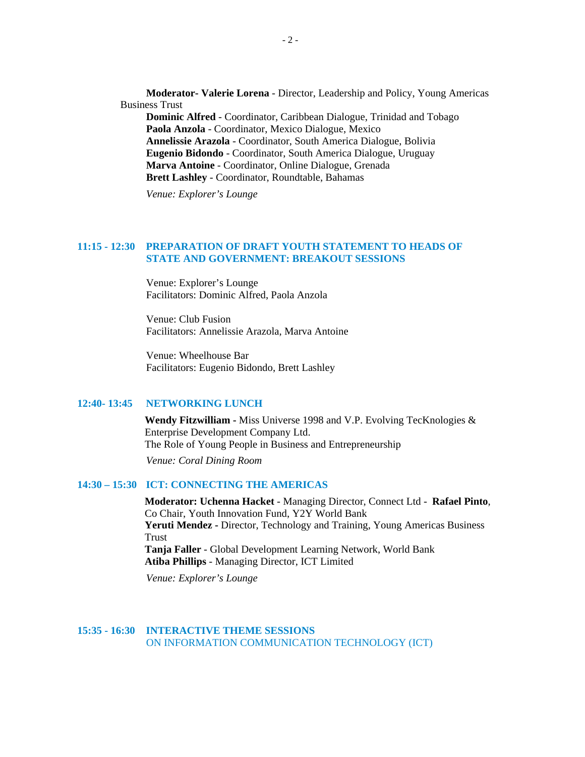**Moderator- Valerie Lorena** - Director, Leadership and Policy, Young Americas Business Trust

**Dominic Alfred** - Coordinator, Caribbean Dialogue, Trinidad and Tobago
**Paola Anzola** - Coordinator, Mexico Dialogue, Mexico
**Annelissie Arazola** - Coordinator, South America Dialogue, Bolivia
**Eugenio Bidondo** - Coordinator, South America Dialogue, Uruguay
**Marva Antoine** - Coordinator, Online Dialogue, Grenada
**Brett Lashley** - Coordinator, Roundtable, Bahamas

*Venue: Explorer's Lounge*

## 11:15 - 12:30 PREPARATION OF DRAFT YOUTH STATEMENT TO HEADS OF STATE AND GOVERNMENT: BREAKOUT SESSIONS

Venue: Explorer's Lounge
Facilitators: Dominic Alfred, Paola Anzola

Venue: Club Fusion
Facilitators: Annelissie Arazola, Marva Antoine

Venue: Wheelhouse Bar
Facilitators: Eugenio Bidondo, Brett Lashley

## 12:40- 13:45 NETWORKING LUNCH

**Wendy Fitzwilliam -** Miss Universe 1998 and V.P. Evolving TecKnologies & Enterprise Development Company Ltd.
The Role of Young People in Business and Entrepreneurship

*Venue: Coral Dining Room*

## 14:30 – 15:30 ICT: CONNECTING THE AMERICAS

**Moderator: Uchenna Hacket** - Managing Director, Connect Ltd - **Rafael Pinto**, Co Chair, Youth Innovation Fund, Y2Y World Bank
**Yeruti Mendez -** Director, Technology and Training, Young Americas Business Trust
**Tanja Faller** - Global Development Learning Network, World Bank
**Atiba Phillips** - Managing Director, ICT Limited

*Venue: Explorer's Lounge*

## 15:35 - 16:30 INTERACTIVE THEME SESSIONS
ON INFORMATION COMMUNICATION TECHNOLOGY (ICT)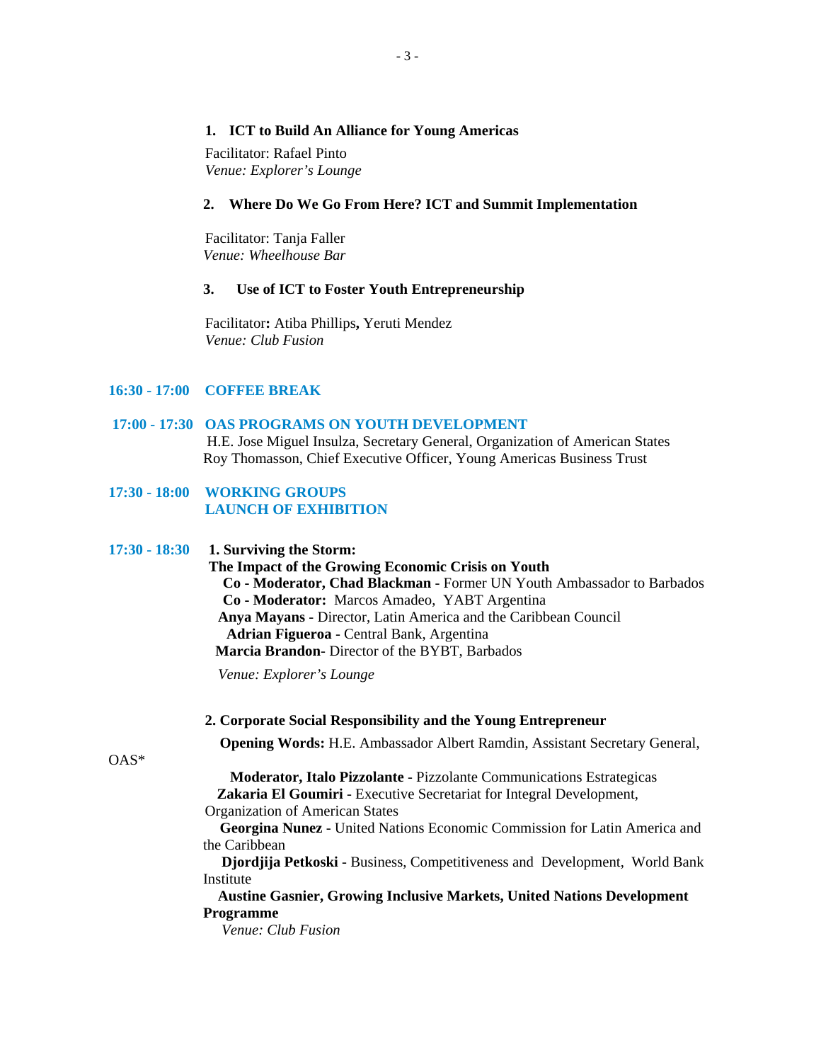**1. ICT to Build An Alliance for Young Americas**

Facilitator: Rafael Pinto
*Venue: Explorer's Lounge*

**2. Where Do We Go From Here? ICT and Summit Implementation**

Facilitator: Tanja Faller
*Venue: Wheelhouse Bar*

**3. Use of ICT to Foster Youth Entrepreneurship**

Facilitator**:** Atiba Phillips**,** Yeruti Mendez
*Venue: Club Fusion*

**16:30 - 17:00 COFFEE BREAK**

**17:00 - 17:30 OAS PROGRAMS ON YOUTH DEVELOPMENT**

H.E. Jose Miguel Insulza, Secretary General, Organization of American States
Roy Thomasson, Chief Executive Officer, Young Americas Business Trust

**17:30 - 18:00 WORKING GROUPS**
**LAUNCH OF EXHIBITION**

**17:30 - 18:30** **1. Surviving the Storm:**
**The Impact of the Growing Economic Crisis on Youth**

**Co - Moderator, Chad Blackman** - Former UN Youth Ambassador to Barbados
**Co - Moderator:** Marcos Amadeo, YABT Argentina
**Anya Mayans** - Director, Latin America and the Caribbean Council
**Adrian Figueroa** - Central Bank, Argentina
**Marcia Brandon**- Director of the BYBT, Barbados

*Venue: Explorer's Lounge*

**2. Corporate Social Responsibility and the Young Entrepreneur**

**Opening Words:** H.E. Ambassador Albert Ramdin, Assistant Secretary General, OAS*

**Moderator, Italo Pizzolante** - Pizzolante Communications Estrategicas
**Zakaria El Goumiri** - Executive Secretariat for Integral Development, Organization of American States
**Georgina Nunez** - United Nations Economic Commission for Latin America and the Caribbean
**Djordjija Petkoski** - Business, Competitiveness and Development, World Bank Institute
**Austine Gasnier, Growing Inclusive Markets, United Nations Development Programme**

*Venue: Club Fusion*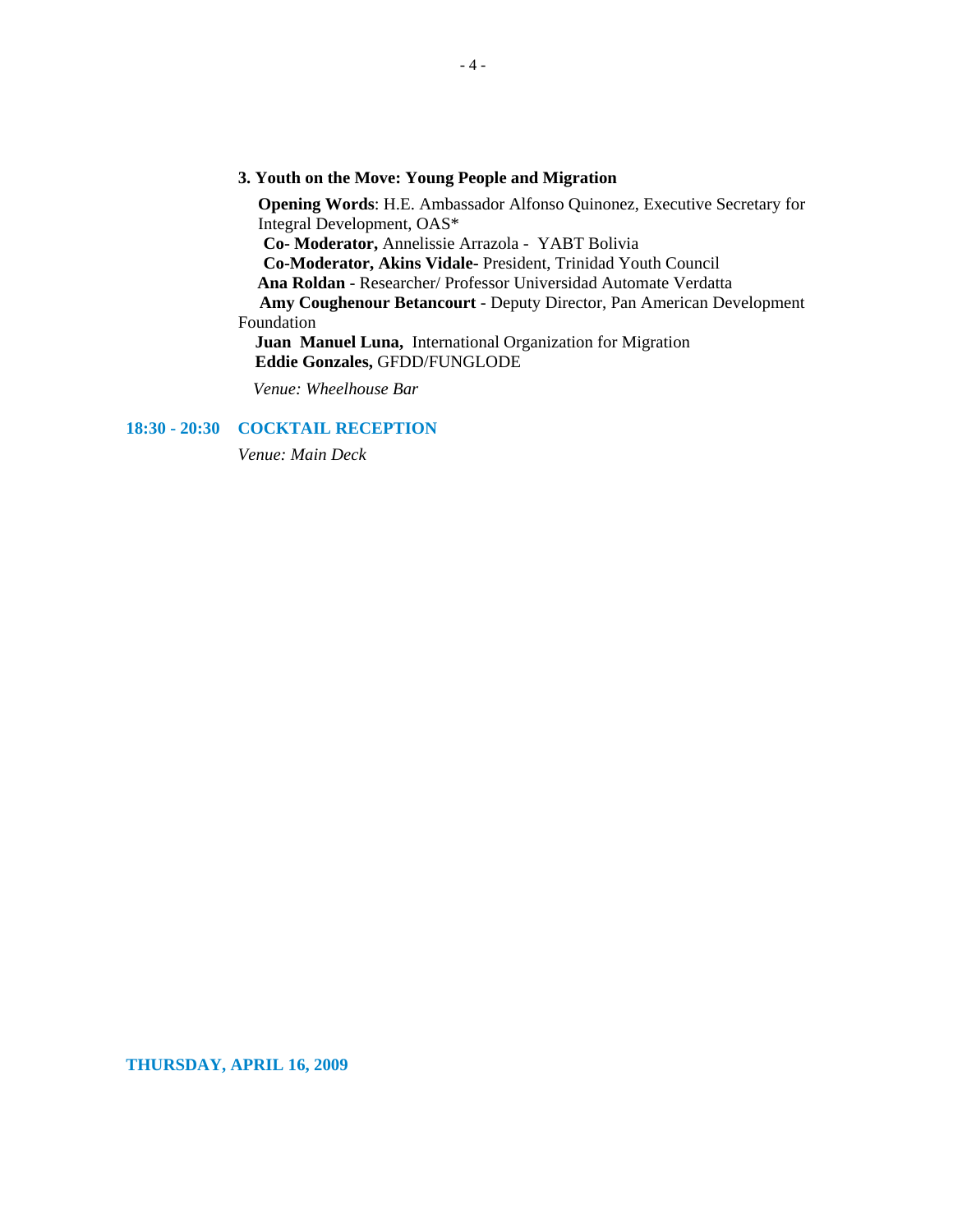**3. Youth on the Move: Young People and Migration**

**Opening Words**: H.E. Ambassador Alfonso Quinonez, Executive Secretary for Integral Development, OAS*

**Co- Moderator,** Annelissie Arrazola - YABT Bolivia

**Co-Moderator, Akins Vidale-** President, Trinidad Youth Council

**Ana Roldan** - Researcher/ Professor Universidad Automate Verdatta

**Amy Coughenour Betancourt** - Deputy Director, Pan American Development Foundation

**Juan Manuel Luna,** International Organization for Migration

**Eddie Gonzales,** GFDD/FUNGLODE

*Venue: Wheelhouse Bar*

**18:30 - 20:30 COCKTAIL RECEPTION**

*Venue: Main Deck*

**THURSDAY, APRIL 16, 2009**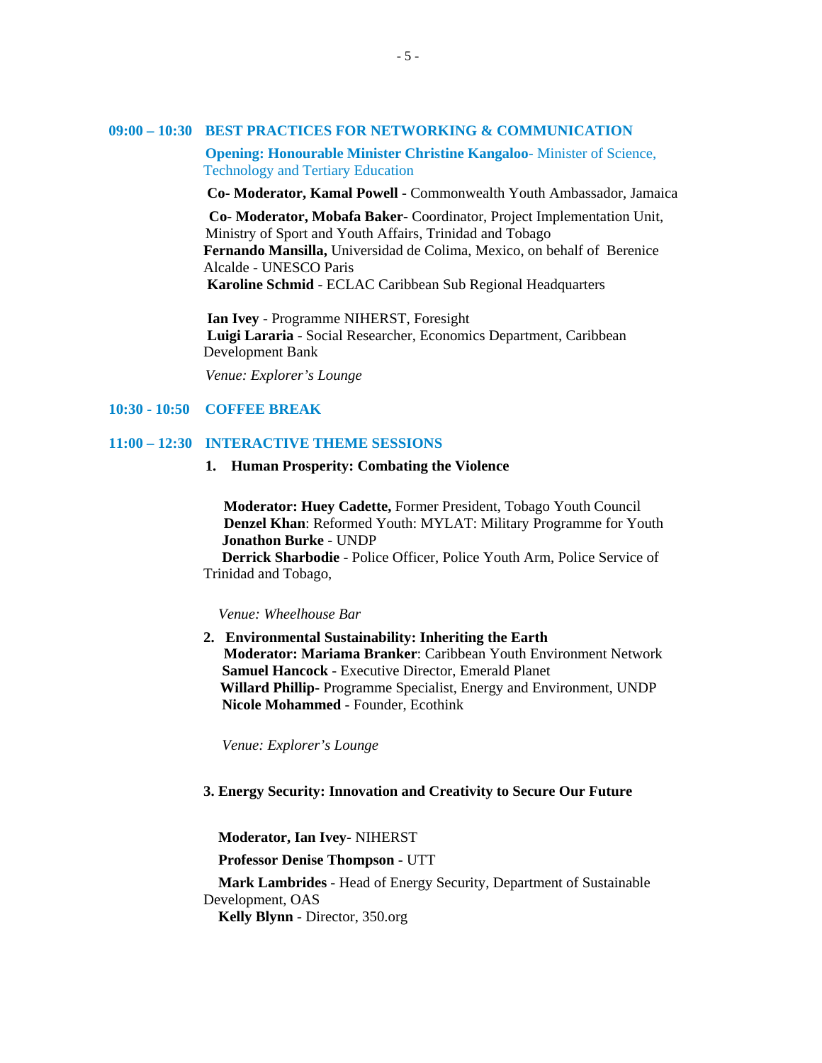**09:00 – 10:30 BEST PRACTICES FOR NETWORKING & COMMUNICATION**

**Opening: Honourable Minister Christine Kangaloo**- Minister of Science, Technology and Tertiary Education

**Co- Moderator, Kamal Powell** - Commonwealth Youth Ambassador, Jamaica

**Co- Moderator, Mobafa Baker-** Coordinator, Project Implementation Unit, Ministry of Sport and Youth Affairs, Trinidad and Tobago
**Fernando Mansilla,** Universidad de Colima, Mexico, on behalf of Berenice Alcalde - UNESCO Paris
**Karoline Schmid** - ECLAC Caribbean Sub Regional Headquarters

**Ian Ivey** - Programme NIHERST, Foresight
**Luigi Lararia** - Social Researcher, Economics Department, Caribbean Development Bank

*Venue: Explorer's Lounge*

**10:30 - 10:50 COFFEE BREAK**

**11:00 – 12:30 INTERACTIVE THEME SESSIONS**

1. **Human Prosperity: Combating the Violence**

   **Moderator: Huey Cadette,** Former President, Tobago Youth Council
   **Denzel Khan**: Reformed Youth: MYLAT: Military Programme for Youth
   **Jonathon Burke** - UNDP
   **Derrick Sharbodie** - Police Officer, Police Youth Arm, Police Service of Trinidad and Tobago,

   *Venue: Wheelhouse Bar*

2. **Environmental Sustainability: Inheriting the Earth**
   **Moderator: Mariama Branker**: Caribbean Youth Environment Network
   **Samuel Hancock** - Executive Director, Emerald Planet
   **Willard Phillip-** Programme Specialist, Energy and Environment, UNDP
   **Nicole Mohammed** - Founder, Ecothink

   *Venue: Explorer's Lounge*

3. **Energy Security: Innovation and Creativity to Secure Our Future**

   **Moderator, Ian Ivey-** NIHERST

   **Professor Denise Thompson** - UTT

   **Mark Lambrides** - Head of Energy Security, Department of Sustainable Development, OAS
   **Kelly Blynn** - Director, 350.org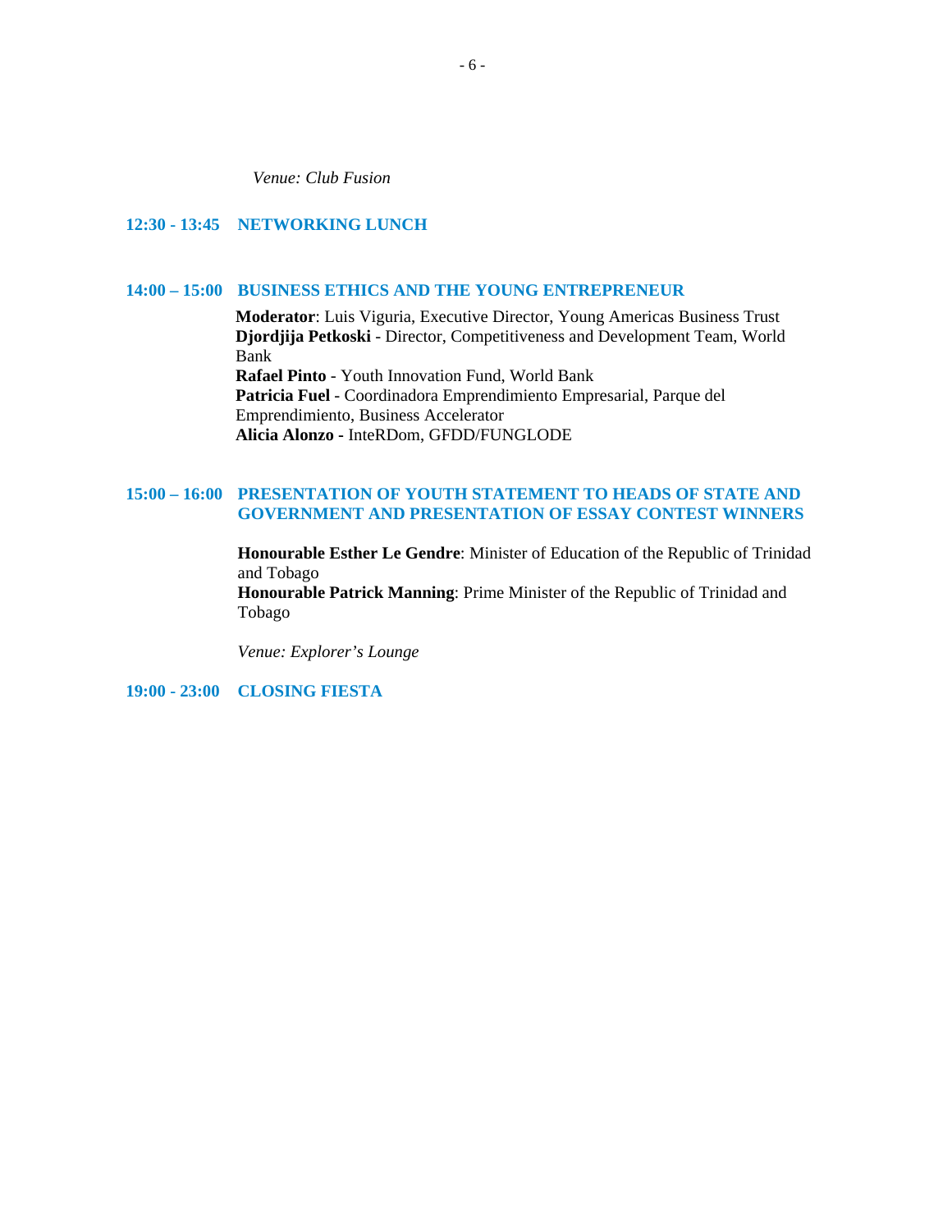*Venue: Club Fusion*

### 12:30 - 13:45 NETWORKING LUNCH

### 14:00 – 15:00 BUSINESS ETHICS AND THE YOUNG ENTREPRENEUR

**Moderator**: Luis Viguria, Executive Director, Young Americas Business Trust
**Djordjija Petkoski** - Director, Competitiveness and Development Team, World Bank
**Rafael Pinto** - Youth Innovation Fund, World Bank
**Patricia Fuel** - Coordinadora Emprendimiento Empresarial, Parque del Emprendimiento, Business Accelerator
**Alicia Alonzo -** InteRDom, GFDD/FUNGLODE

### 15:00 – 16:00 PRESENTATION OF YOUTH STATEMENT TO HEADS OF STATE AND GOVERNMENT AND PRESENTATION OF ESSAY CONTEST WINNERS

**Honourable Esther Le Gendre**: Minister of Education of the Republic of Trinidad and Tobago
**Honourable Patrick Manning**: Prime Minister of the Republic of Trinidad and Tobago

*Venue: Explorer's Lounge*

### 19:00 - 23:00 CLOSING FIESTA